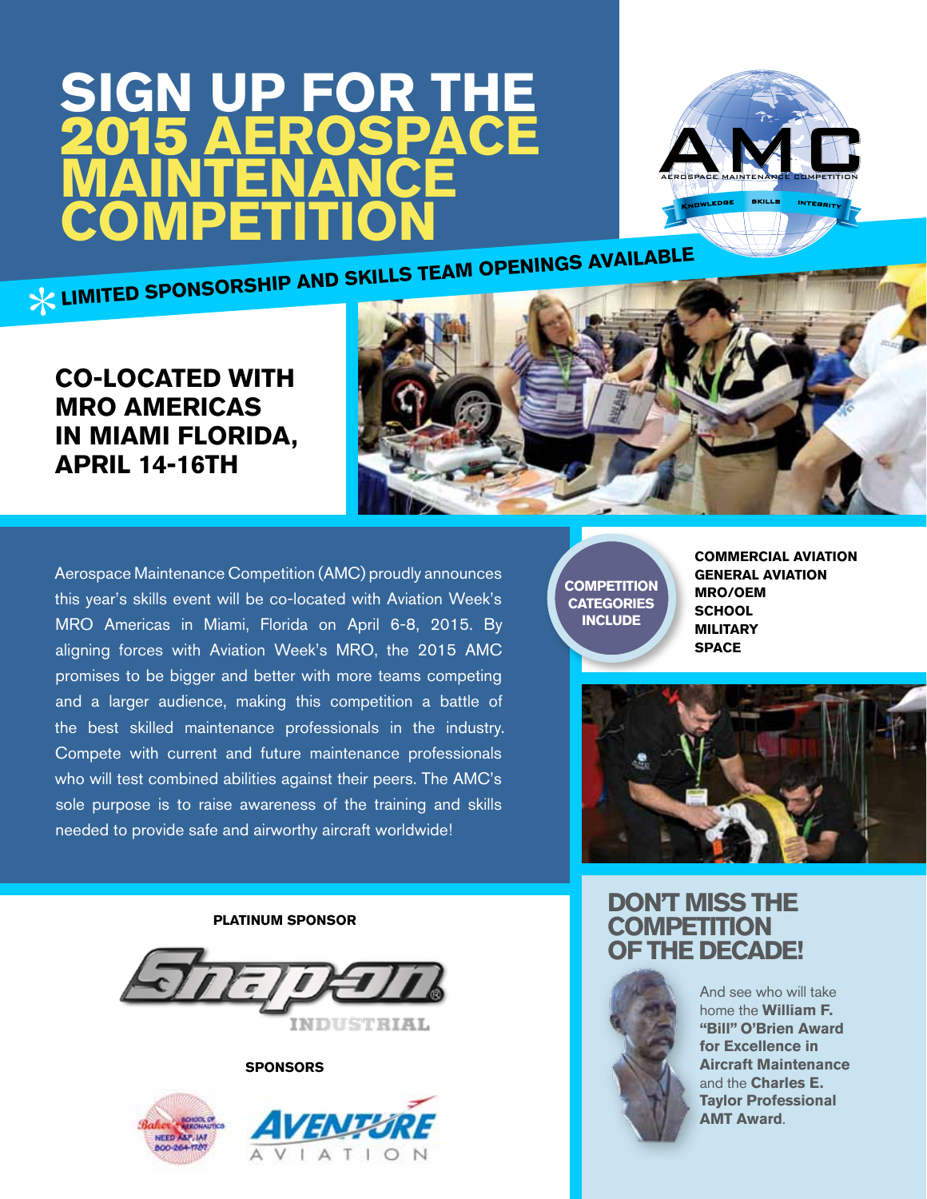# SIGN UP FOR THE 2015 AEROSPACE MAINTENANCE COMPETITION

AMC
AEROSPACE MAINTENANCE COMPETITION
KNOWLEDGE SKILLS INTEGRITY

**\* LIMITED SPONSORSHIP AND SKILLS TEAM OPENINGS AVAILABLE**

## CO-LOCATED WITH MRO AMERICAS IN MIAMI FLORIDA, APRIL 14-16TH

Aerospace Maintenance Competition (AMC) proudly announces this year's skills event will be co-located with Aviation Week's MRO Americas in Miami, Florida on April 6-8, 2015. By aligning forces with Aviation Week's MRO, the 2015 AMC promises to be bigger and better with more teams competing and a larger audience, making this competition a battle of the best skilled maintenance professionals in the industry. Compete with current and future maintenance professionals who will test combined abilities against their peers. The AMC's sole purpose is to raise awareness of the training and skills needed to provide safe and airworthy aircraft worldwide!

**COMPETITION CATEGORIES INCLUDE**

- COMMERCIAL AVIATION
- GENERAL AVIATION
- MRO/OEM
- SCHOOL
- MILITARY
- SPACE

**PLATINUM SPONSOR**

Snap-on INDUSTRIAL

**SPONSORS**

Baker School of Aeronautics NEED A&P, IAF 800-264-1787

AVENTURE AVIATION

## DON'T MISS THE COMPETITION OF THE DECADE!

And see who will take home the **William F. "Bill" O'Brien Award for Excellence in Aircraft Maintenance** and the **Charles E. Taylor Professional AMT Award**.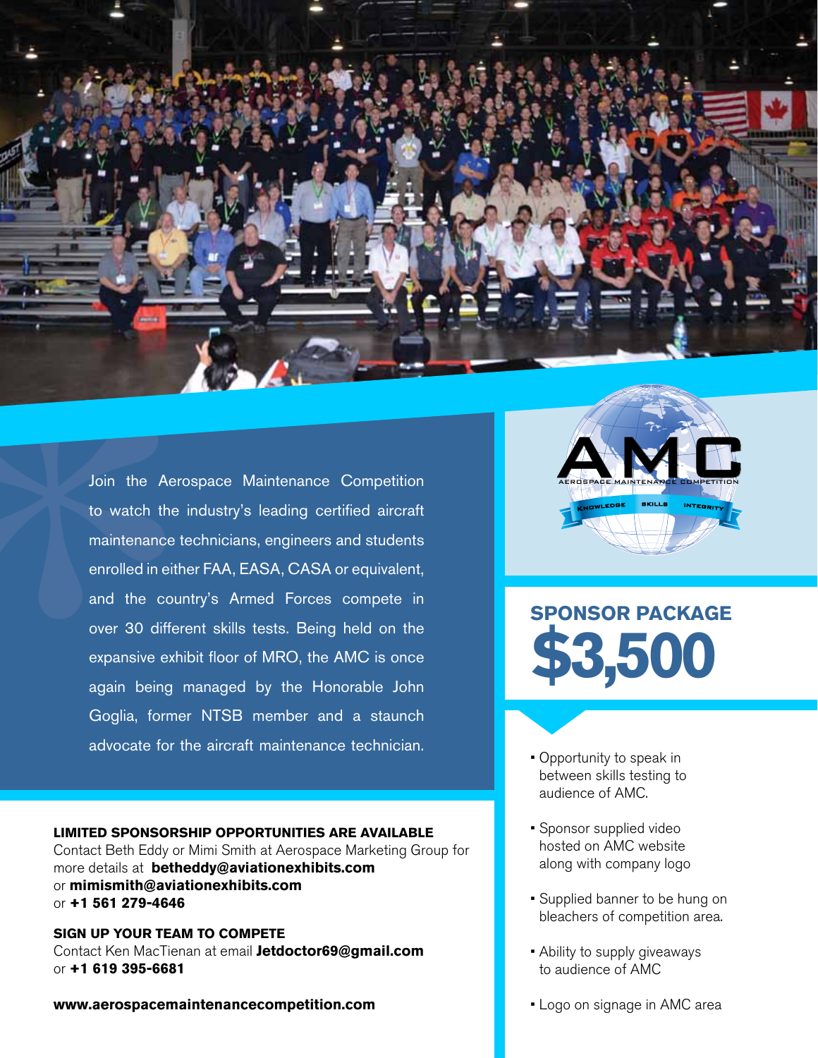Join the Aerospace Maintenance Competition to watch the industry's leading certified aircraft maintenance technicians, engineers and students enrolled in either FAA, EASA, CASA or equivalent, and the country's Armed Forces compete in over 30 different skills tests. Being held on the expansive exhibit floor of MRO, the AMC is once again being managed by the Honorable John Goglia, former NTSB member and a staunch advocate for the aircraft maintenance technician.

**LIMITED SPONSORSHIP OPPORTUNITIES ARE AVAILABLE**
Contact Beth Eddy or Mimi Smith at Aerospace Marketing Group for more details at **betheddy@aviationexhibits.com** or **mimismith@aviationexhibits.com** or **+1 561 279-4646**

**SIGN UP YOUR TEAM TO COMPETE**
Contact Ken MacTienan at email **Jetdoctor69@gmail.com** or **+1 619 395-6681**

**www.aerospacemaintenancecompetition.com**

AMC
AEROSPACE MAINTENANCE COMPETITION
KNOWLEDGE SKILLS INTEGRITY

## SPONSOR PACKAGE

# $3,500

- Opportunity to speak in between skills testing to audience of AMC.
- Sponsor supplied video hosted on AMC website along with company logo
- Supplied banner to be hung on bleachers of competition area.
- Ability to supply giveaways to audience of AMC
- Logo on signage in AMC area